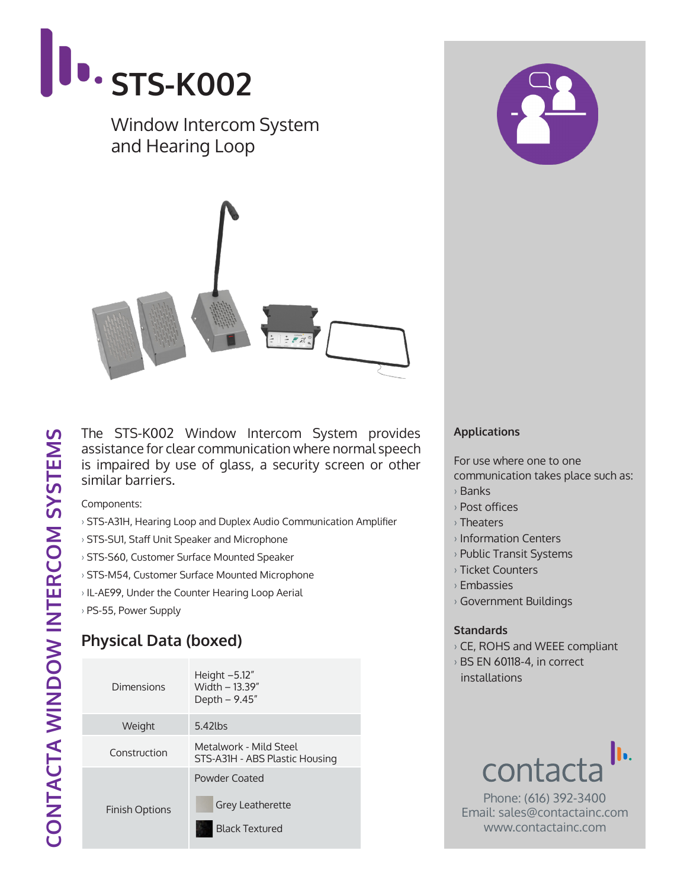# STS-K002

Window Intercom System and Hearing Loop

CONTACTA WINDOW INTERCOM SYSTEMS

The STS-K002 Window Intercom System provides assistance for clear communication where normal speech is impaired by use of glass, a security screen or other similar barriers.

Components:

- › STS-A31H, Hearing Loop and Duplex Audio Communication Amplifier
- › STS-SU1, Staff Unit Speaker and Microphone
- › STS-S60, Customer Surface Mounted Speaker
- › STS-M54, Customer Surface Mounted Microphone
- › IL-AE99, Under the Counter Hearing Loop Aerial
- › PS-55, Power Supply

## Physical Data (boxed)

| | |
|---|---|
| Dimensions | Height –5.12"<br>Width – 13.39"<br>Depth – 9.45" |
| Weight | 5.42lbs |
| Construction | Metalwork - Mild Steel<br>STS-A31H - ABS Plastic Housing |
| Finish Options | Powder Coated<br>Grey Leatherette<br>Black Textured |

### Applications

For use where one to one communication takes place such as:

- › Banks
- › Post offices
- › Theaters
- › Information Centers
- › Public Transit Systems
- › Ticket Counters
- › Embassies
- › Government Buildings

### Standards

- › CE, ROHS and WEEE compliant
- › BS EN 60118-4, in correct installations

contacta

Phone: (616) 392-3400
Email: sales@contactainc.com
www.contactainc.com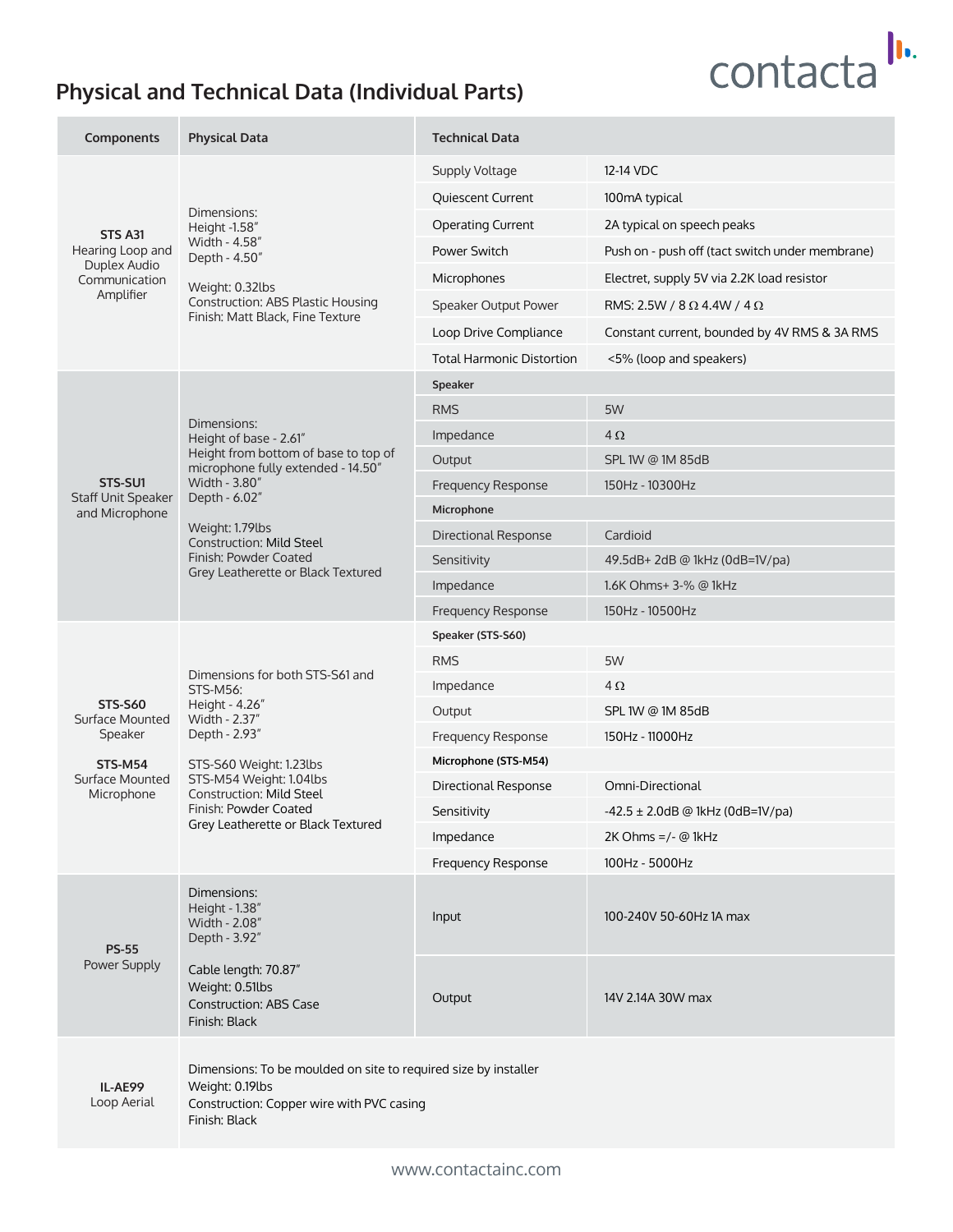# Physical and Technical Data (Individual Parts)

| Components | Physical Data | Technical Data | |
|---|---|---|---|
| **STS A31** Hearing Loop and Duplex Audio Communication Amplifier | Dimensions: Height -1.58" Width - 4.58" Depth - 4.50" Weight: 0.32lbs Construction: ABS Plastic Housing Finish: Matt Black, Fine Texture | Supply Voltage | 12-14 VDC |
| | | Quiescent Current | 100mA typical |
| | | Operating Current | 2A typical on speech peaks |
| | | Power Switch | Push on - push off (tact switch under membrane) |
| | | Microphones | Electret, supply 5V via 2.2K load resistor |
| | | Speaker Output Power | RMS: 2.5W / 8 Ω 4.4W / 4 Ω |
| | | Loop Drive Compliance | Constant current, bounded by 4V RMS & 3A RMS |
| | | Total Harmonic Distortion | <5% (loop and speakers) |
| **STS-SU1** Staff Unit Speaker and Microphone | Dimensions: Height of base - 2.61" Height from bottom of base to top of microphone fully extended - 14.50" Width - 3.80" Depth - 6.02" Weight: 1.79lbs Construction: Mild Steel Finish: Powder Coated Grey Leatherette or Black Textured | **Speaker** | |
| | | RMS | 5W |
| | | Impedance | 4 Ω |
| | | Output | SPL 1W @ 1M 85dB |
| | | Frequency Response | 150Hz - 10300Hz |
| | | **Microphone** | |
| | | Directional Response | Cardioid |
| | | Sensitivity | 49.5dB+ 2dB @ 1kHz (0dB=1V/pa) |
| | | Impedance | 1.6K Ohms+ 3-% @ 1kHz |
| | | Frequency Response | 150Hz - 10500Hz |
| **STS-S60** Surface Mounted Speaker **STS-M54** Surface Mounted Microphone | Dimensions for both STS-S61 and STS-M56: Height - 4.26" Width - 2.37" Depth - 2.93" STS-S60 Weight: 1.23lbs STS-M54 Weight: 1.04lbs Construction: Mild Steel Finish: Powder Coated Grey Leatherette or Black Textured | **Speaker (STS-S60)** | |
| | | RMS | 5W |
| | | Impedance | 4 Ω |
| | | Output | SPL 1W @ 1M 85dB |
| | | Frequency Response | 150Hz - 11000Hz |
| | | **Microphone (STS-M54)** | |
| | | Directional Response | Omni-Directional |
| | | Sensitivity | -42.5 ± 2.0dB @ 1kHz (0dB=1V/pa) |
| | | Impedance | 2K Ohms =/- @ 1kHz |
| | | Frequency Response | 100Hz - 5000Hz |
| **PS-55** Power Supply | Dimensions: Height - 1.38" Width - 2.08" Depth - 3.92" Cable length: 70.87" Weight: 0.51lbs Construction: ABS Case Finish: Black | Input | 100-240V 50-60Hz 1A max |
| | | Output | 14V 2.14A 30W max |
| **IL-AE99** Loop Aerial | Dimensions: To be moulded on site to required size by installer Weight: 0.19lbs Construction: Copper wire with PVC casing Finish: Black | | |

www.contactainc.com